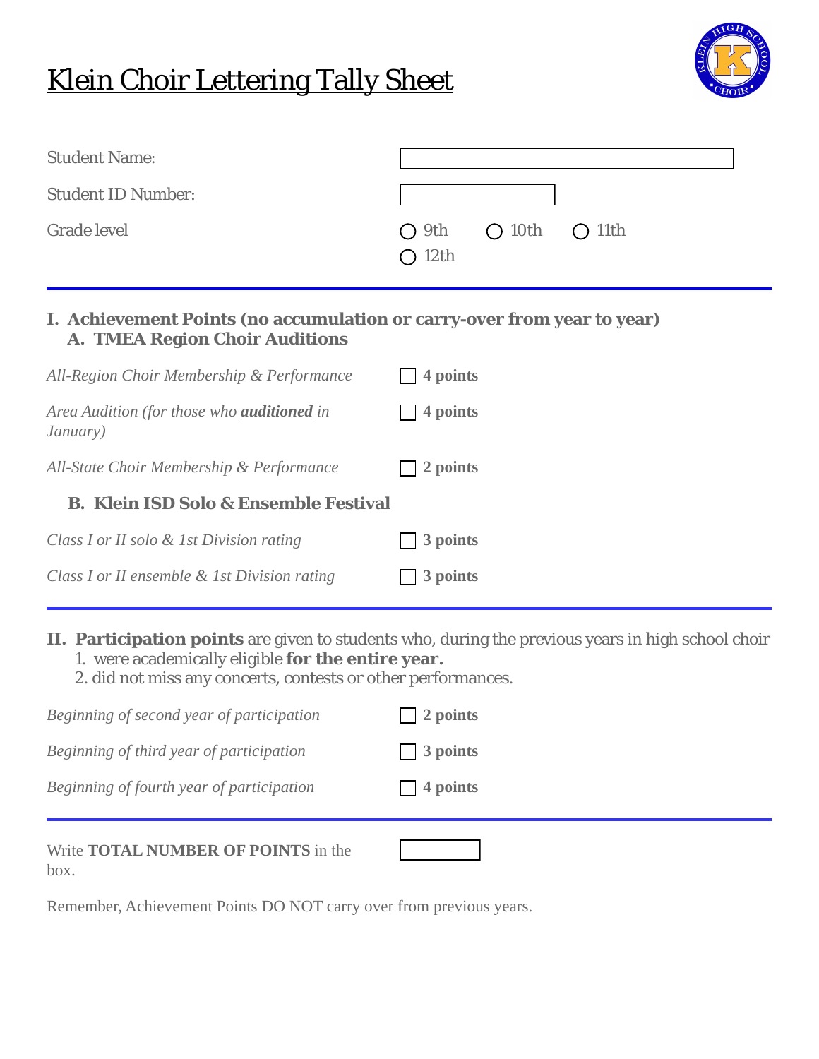# Klein Choir Lettering Tally Sheet

Student Name:

Student ID Number:

Grade level: ○ 9th ○ 10th ○ 11th ○ 12th

---

**I. Achievement Points (no accumulation or carry-over from year to year)**

**A. TMEA Region Choir Auditions**

| | |
|---|---|
| *All-Region Choir Membership & Performance* | ☐ **4 points** |
| *Area Audition (for those who **auditioned** in January)* | ☐ **4 points** |
| *All-State Choir Membership & Performance* | ☐ **2 points** |

**B. Klein ISD Solo & Ensemble Festival**

| | |
|---|---|
| *Class I or II solo & 1st Division rating* | ☐ **3 points** |
| *Class I or II ensemble & 1st Division rating* | ☐ **3 points** |

---

**II. Participation points** are given to students who, during the previous years in high school choir

1. were academically eligible **for the entire year.**
2. did not miss any concerts, contests or other performances.

| | |
|---|---|
| *Beginning of second year of participation* | ☐ **2 points** |
| *Beginning of third year of participation* | ☐ **3 points** |
| *Beginning of fourth year of participation* | ☐ **4 points** |

---

Write **TOTAL NUMBER OF POINTS** in the box.

Remember, Achievement Points DO NOT carry over from previous years.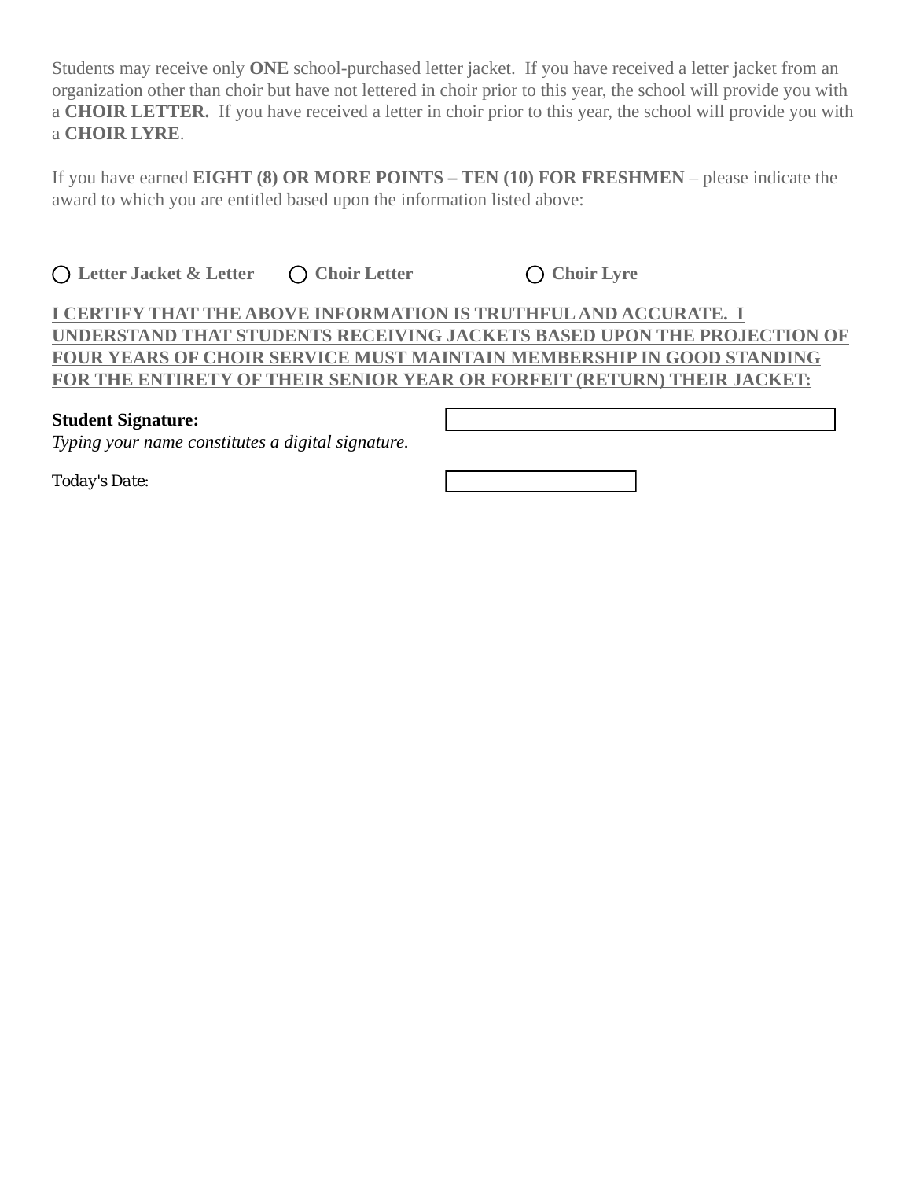Students may receive only **ONE** school-purchased letter jacket. If you have received a letter jacket from an organization other than choir but have not lettered in choir prior to this year, the school will provide you with a **CHOIR LETTER.** If you have received a letter in choir prior to this year, the school will provide you with a **CHOIR LYRE**.

If you have earned **EIGHT (8) OR MORE POINTS – TEN (10) FOR FRESHMEN** – please indicate the award to which you are entitled based upon the information listed above:

○ **Letter Jacket & Letter** ○ **Choir Letter** ○ **Choir Lyre**

**I CERTIFY THAT THE ABOVE INFORMATION IS TRUTHFUL AND ACCURATE. I UNDERSTAND THAT STUDENTS RECEIVING JACKETS BASED UPON THE PROJECTION OF FOUR YEARS OF CHOIR SERVICE MUST MAINTAIN MEMBERSHIP IN GOOD STANDING FOR THE ENTIRETY OF THEIR SENIOR YEAR OR FORFEIT (RETURN) THEIR JACKET:**

**Student Signature:**
*Typing your name constitutes a digital signature.*

Today's Date: